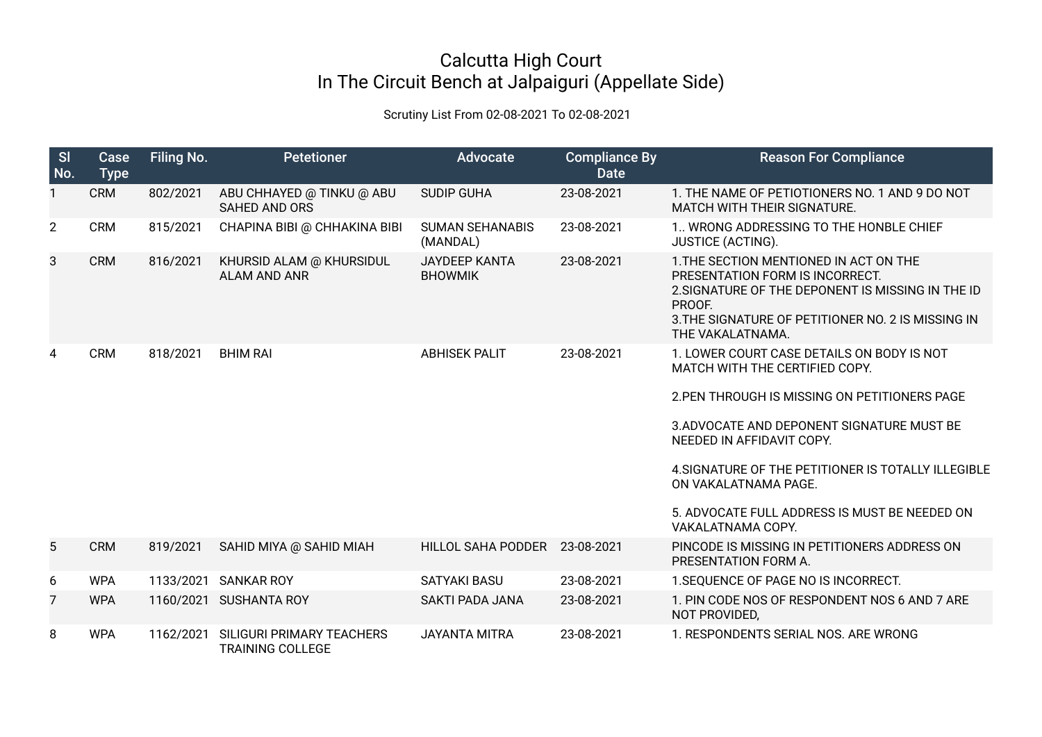# Calcutta High Court
## In The Circuit Bench at Jalpaiguri (Appellate Side)

Scrutiny List From 02-08-2021 To 02-08-2021

| Sl No. | Case Type | Filing No. | Petetioner | Advocate | Compliance By Date | Reason For Compliance |
|---|---|---|---|---|---|---|
| 1 | CRM | 802/2021 | ABU CHHAYED @ TINKU @ ABU SAHED AND ORS | SUDIP GUHA | 23-08-2021 | 1. THE NAME OF PETIOTIONERS NO. 1 AND 9 DO NOT MATCH WITH THEIR SIGNATURE. |
| 2 | CRM | 815/2021 | CHAPINA BIBI @ CHHAKINA BIBI | SUMAN SEHANABIS (MANDAL) | 23-08-2021 | 1.. WRONG ADDRESSING TO THE HONBLE CHIEF JUSTICE (ACTING). |
| 3 | CRM | 816/2021 | KHURSID ALAM @ KHURSIDUL ALAM AND ANR | JAYDEEP KANTA BHOWMIK | 23-08-2021 | 1.THE SECTION MENTIONED IN ACT ON THE PRESENTATION FORM IS INCORRECT.<br>2.SIGNATURE OF THE DEPONENT IS MISSING IN THE ID PROOF.<br>3.THE SIGNATURE OF PETITIONER NO. 2 IS MISSING IN THE VAKALATNAMA. |
| 4 | CRM | 818/2021 | BHIM RAI | ABHISEK PALIT | 23-08-2021 | 1. LOWER COURT CASE DETAILS ON BODY IS NOT MATCH WITH THE CERTIFIED COPY.<br><br>2.PEN THROUGH IS MISSING ON PETITIONERS PAGE<br><br>3.ADVOCATE AND DEPONENT SIGNATURE MUST BE NEEDED IN AFFIDAVIT COPY.<br><br>4.SIGNATURE OF THE PETITIONER IS TOTALLY ILLEGIBLE ON VAKALATNAMA PAGE.<br><br>5. ADVOCATE FULL ADDRESS IS MUST BE NEEDED ON VAKALATNAMA COPY. |
| 5 | CRM | 819/2021 | SAHID MIYA @ SAHID MIAH | HILLOL SAHA PODDER | 23-08-2021 | PINCODE IS MISSING IN PETITIONERS ADDRESS ON PRESENTATION FORM A. |
| 6 | WPA | 1133/2021 | SANKAR ROY | SATYAKI BASU | 23-08-2021 | 1.SEQUENCE OF PAGE NO IS INCORRECT. |
| 7 | WPA | 1160/2021 | SUSHANTA ROY | SAKTI PADA JANA | 23-08-2021 | 1. PIN CODE NOS OF RESPONDENT NOS 6 AND 7 ARE NOT PROVIDED, |
| 8 | WPA | 1162/2021 | SILIGURI PRIMARY TEACHERS TRAINING COLLEGE | JAYANTA MITRA | 23-08-2021 | 1. RESPONDENTS SERIAL NOS. ARE WRONG |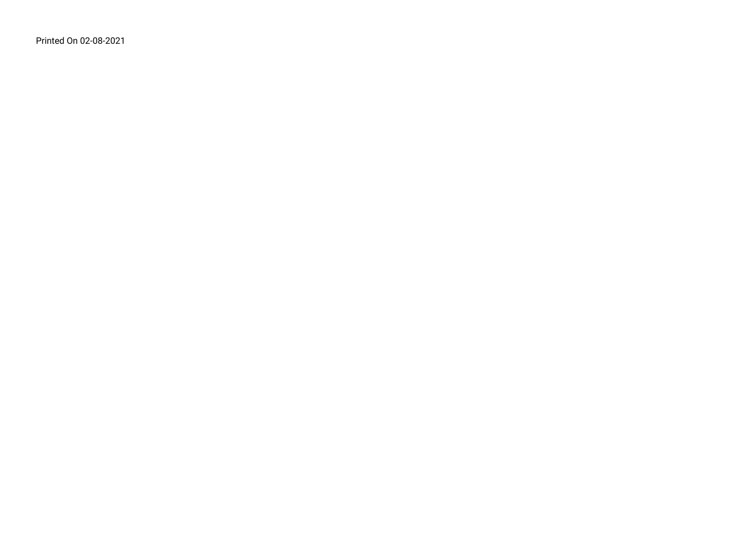Printed On 02-08-2021